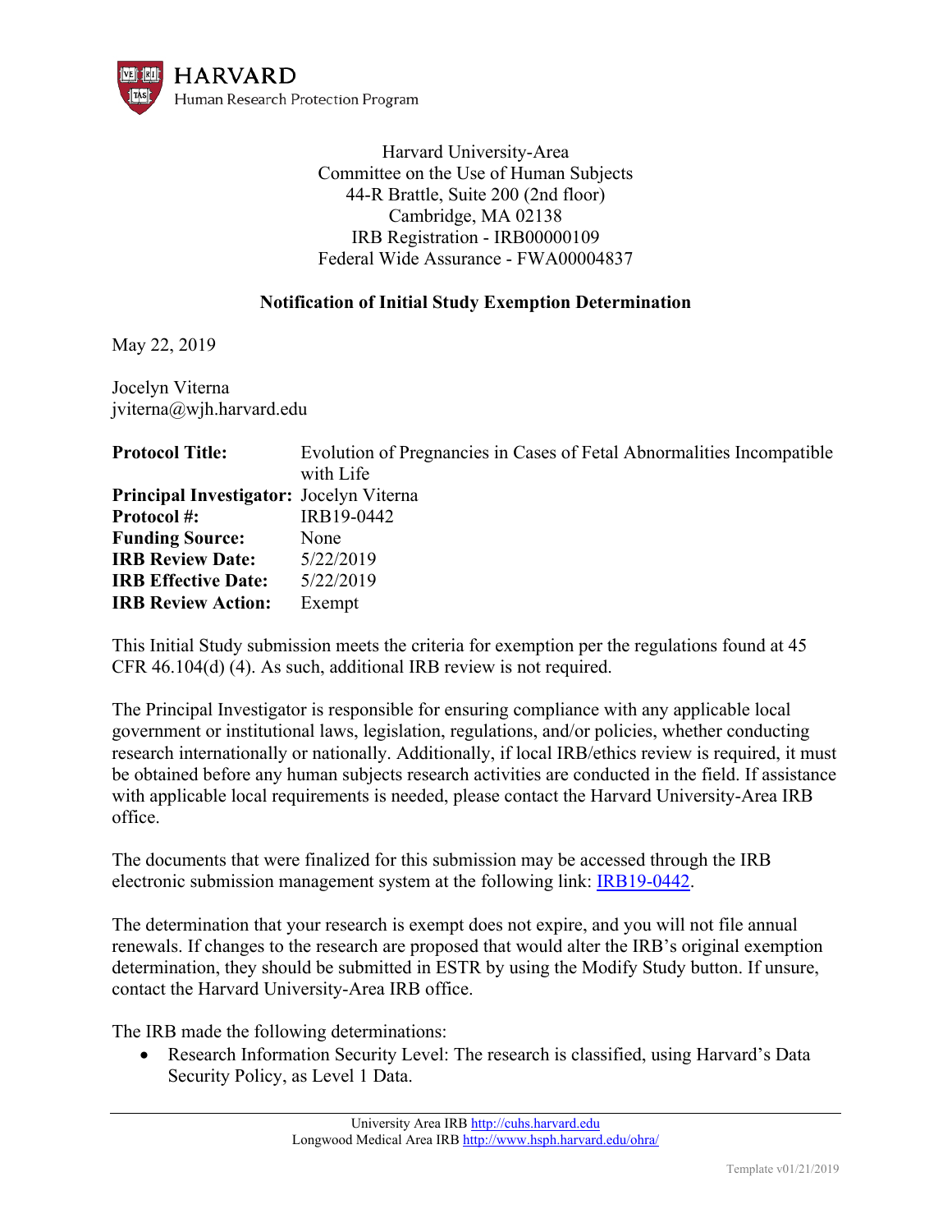**HARVARD**
Human Research Protection Program

Harvard University-Area
Committee on the Use of Human Subjects
44-R Brattle, Suite 200 (2nd floor)
Cambridge, MA 02138
IRB Registration - IRB00000109
Federal Wide Assurance - FWA00004837

## Notification of Initial Study Exemption Determination

May 22, 2019

Jocelyn Viterna
jviterna@wjh.harvard.edu

| | |
|---|---|
| **Protocol Title:** | Evolution of Pregnancies in Cases of Fetal Abnormalities Incompatible with Life |
| **Principal Investigator:** | Jocelyn Viterna |
| **Protocol #:** | IRB19-0442 |
| **Funding Source:** | None |
| **IRB Review Date:** | 5/22/2019 |
| **IRB Effective Date:** | 5/22/2019 |
| **IRB Review Action:** | Exempt |

This Initial Study submission meets the criteria for exemption per the regulations found at 45 CFR 46.104(d) (4). As such, additional IRB review is not required.

The Principal Investigator is responsible for ensuring compliance with any applicable local government or institutional laws, legislation, regulations, and/or policies, whether conducting research internationally or nationally. Additionally, if local IRB/ethics review is required, it must be obtained before any human subjects research activities are conducted in the field. If assistance with applicable local requirements is needed, please contact the Harvard University-Area IRB office.

The documents that were finalized for this submission may be accessed through the IRB electronic submission management system at the following link: IRB19-0442.

The determination that your research is exempt does not expire, and you will not file annual renewals. If changes to the research are proposed that would alter the IRB's original exemption determination, they should be submitted in ESTR by using the Modify Study button. If unsure, contact the Harvard University-Area IRB office.

The IRB made the following determinations:

- Research Information Security Level: The research is classified, using Harvard's Data Security Policy, as Level 1 Data.

University Area IRB http://cuhs.harvard.edu
Longwood Medical Area IRB http://www.hsph.harvard.edu/ohra/

Template v01/21/2019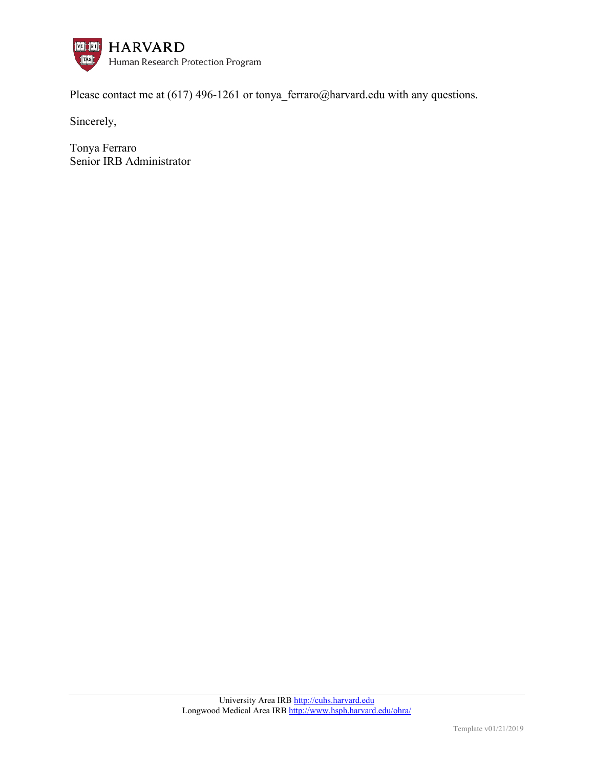Please contact me at (617) 496-1261 or tonya_ferraro@harvard.edu with any questions.

Sincerely,

Tonya Ferraro
Senior IRB Administrator